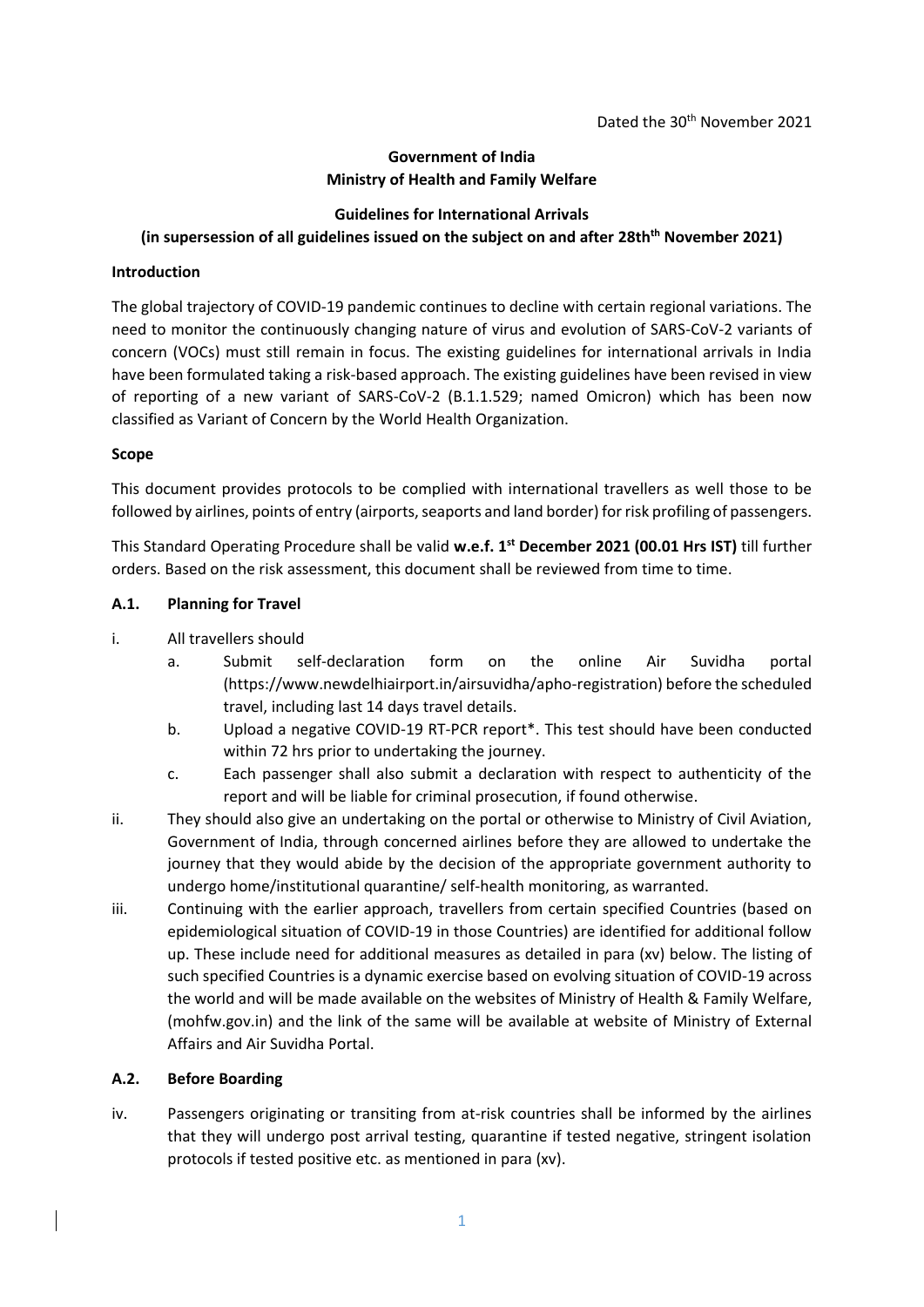Dated the 30th November 2021

**Government of India**
**Ministry of Health and Family Welfare**

**Guidelines for International Arrivals**
**(in supersession of all guidelines issued on the subject on and after 28thth November 2021)**

## Introduction

The global trajectory of COVID-19 pandemic continues to decline with certain regional variations. The need to monitor the continuously changing nature of virus and evolution of SARS-CoV-2 variants of concern (VOCs) must still remain in focus. The existing guidelines for international arrivals in India have been formulated taking a risk-based approach. The existing guidelines have been revised in view of reporting of a new variant of SARS-CoV-2 (B.1.1.529; named Omicron) which has been now classified as Variant of Concern by the World Health Organization.

## Scope

This document provides protocols to be complied with international travellers as well those to be followed by airlines, points of entry (airports, seaports and land border) for risk profiling of passengers.

This Standard Operating Procedure shall be valid **w.e.f. 1st December 2021 (00.01 Hrs IST)** till further orders. Based on the risk assessment, this document shall be reviewed from time to time.

### A.1. Planning for Travel

i. All travellers should

  a. Submit self-declaration form on the online Air Suvidha portal (https://www.newdelhiairport.in/airsuvidha/apho-registration) before the scheduled travel, including last 14 days travel details.

  b. Upload a negative COVID-19 RT-PCR report*. This test should have been conducted within 72 hrs prior to undertaking the journey.

  c. Each passenger shall also submit a declaration with respect to authenticity of the report and will be liable for criminal prosecution, if found otherwise.

ii. They should also give an undertaking on the portal or otherwise to Ministry of Civil Aviation, Government of India, through concerned airlines before they are allowed to undertake the journey that they would abide by the decision of the appropriate government authority to undergo home/institutional quarantine/ self-health monitoring, as warranted.

iii. Continuing with the earlier approach, travellers from certain specified Countries (based on epidemiological situation of COVID-19 in those Countries) are identified for additional follow up. These include need for additional measures as detailed in para (xv) below. The listing of such specified Countries is a dynamic exercise based on evolving situation of COVID-19 across the world and will be made available on the websites of Ministry of Health & Family Welfare, (mohfw.gov.in) and the link of the same will be available at website of Ministry of External Affairs and Air Suvidha Portal.

### A.2. Before Boarding

iv. Passengers originating or transiting from at-risk countries shall be informed by the airlines that they will undergo post arrival testing, quarantine if tested negative, stringent isolation protocols if tested positive etc. as mentioned in para (xv).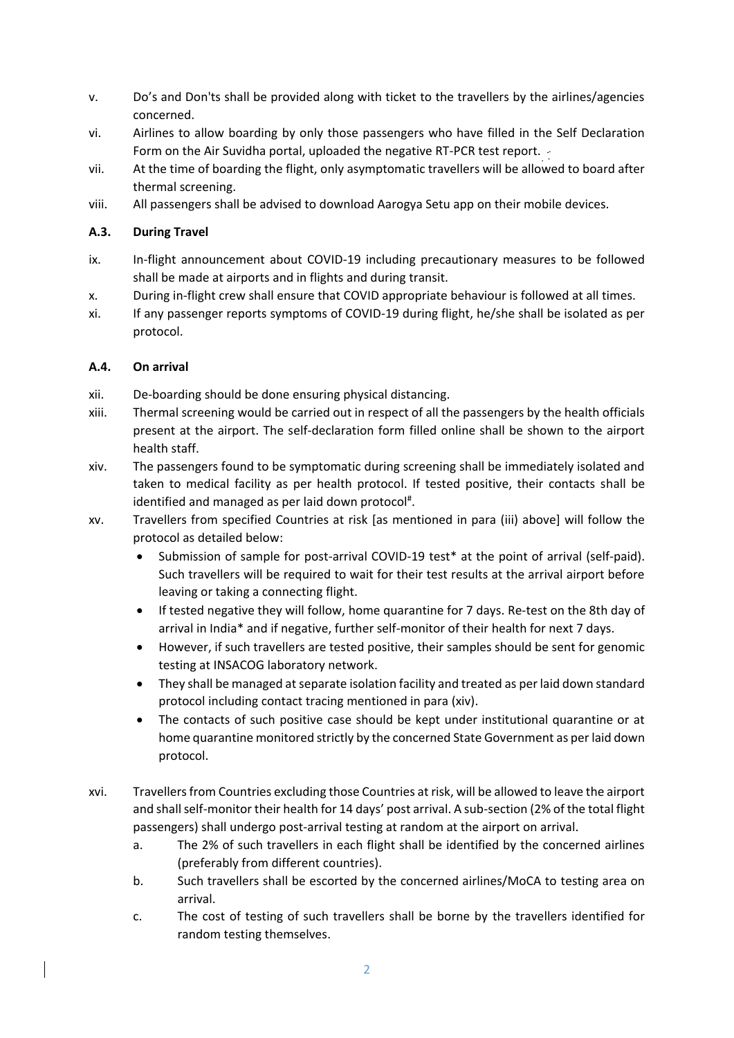v. Do's and Don'ts shall be provided along with ticket to the travellers by the airlines/agencies concerned.

vi. Airlines to allow boarding by only those passengers who have filled in the Self Declaration Form on the Air Suvidha portal, uploaded the negative RT-PCR test report.

vii. At the time of boarding the flight, only asymptomatic travellers will be allowed to board after thermal screening.

viii. All passengers shall be advised to download Aarogya Setu app on their mobile devices.

### A.3. During Travel

ix. In-flight announcement about COVID-19 including precautionary measures to be followed shall be made at airports and in flights and during transit.

x. During in-flight crew shall ensure that COVID appropriate behaviour is followed at all times.

xi. If any passenger reports symptoms of COVID-19 during flight, he/she shall be isolated as per protocol.

### A.4. On arrival

xii. De-boarding should be done ensuring physical distancing.

xiii. Thermal screening would be carried out in respect of all the passengers by the health officials present at the airport. The self-declaration form filled online shall be shown to the airport health staff.

xiv. The passengers found to be symptomatic during screening shall be immediately isolated and taken to medical facility as per health protocol. If tested positive, their contacts shall be identified and managed as per laid down protocol[#].

xv. Travellers from specified Countries at risk [as mentioned in para (iii) above] will follow the protocol as detailed below:

- Submission of sample for post-arrival COVID-19 test* at the point of arrival (self-paid). Such travellers will be required to wait for their test results at the arrival airport before leaving or taking a connecting flight.
- If tested negative they will follow, home quarantine for 7 days. Re-test on the 8th day of arrival in India* and if negative, further self-monitor of their health for next 7 days.
- However, if such travellers are tested positive, their samples should be sent for genomic testing at INSACOG laboratory network.
- They shall be managed at separate isolation facility and treated as per laid down standard protocol including contact tracing mentioned in para (xiv).
- The contacts of such positive case should be kept under institutional quarantine or at home quarantine monitored strictly by the concerned State Government as per laid down protocol.

xvi. Travellers from Countries excluding those Countries at risk, will be allowed to leave the airport and shall self-monitor their health for 14 days' post arrival. A sub-section (2% of the total flight passengers) shall undergo post-arrival testing at random at the airport on arrival.

a. The 2% of such travellers in each flight shall be identified by the concerned airlines (preferably from different countries).

b. Such travellers shall be escorted by the concerned airlines/MoCA to testing area on arrival.

c. The cost of testing of such travellers shall be borne by the travellers identified for random testing themselves.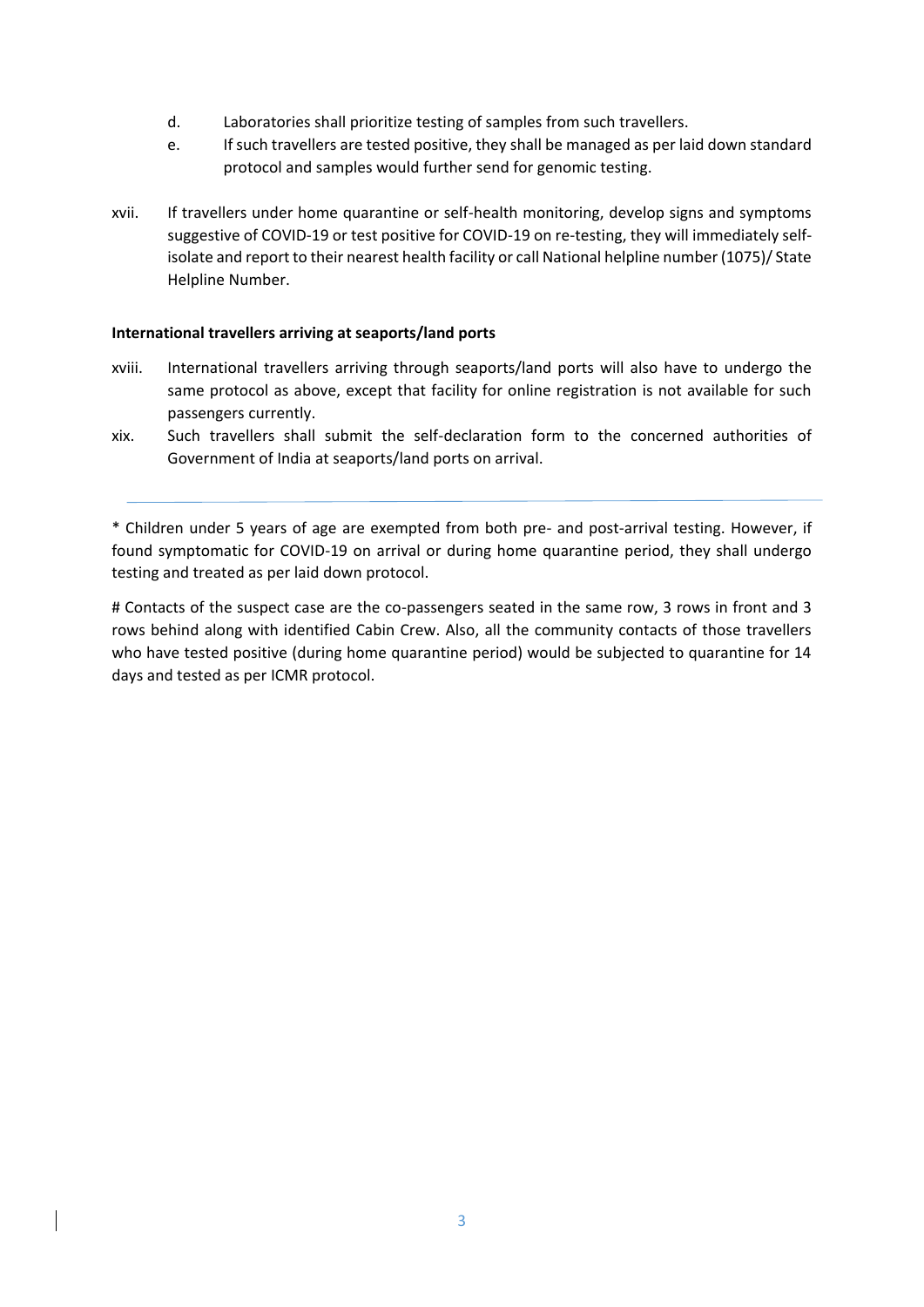d. Laboratories shall prioritize testing of samples from such travellers.

e. If such travellers are tested positive, they shall be managed as per laid down standard protocol and samples would further send for genomic testing.

xvii. If travellers under home quarantine or self-health monitoring, develop signs and symptoms suggestive of COVID-19 or test positive for COVID-19 on re-testing, they will immediately self-isolate and report to their nearest health facility or call National helpline number (1075)/ State Helpline Number.

**International travellers arriving at seaports/land ports**

xviii. International travellers arriving through seaports/land ports will also have to undergo the same protocol as above, except that facility for online registration is not available for such passengers currently.

xix. Such travellers shall submit the self-declaration form to the concerned authorities of Government of India at seaports/land ports on arrival.

---

* Children under 5 years of age are exempted from both pre- and post-arrival testing. However, if found symptomatic for COVID-19 on arrival or during home quarantine period, they shall undergo testing and treated as per laid down protocol.

# Contacts of the suspect case are the co-passengers seated in the same row, 3 rows in front and 3 rows behind along with identified Cabin Crew. Also, all the community contacts of those travellers who have tested positive (during home quarantine period) would be subjected to quarantine for 14 days and tested as per ICMR protocol.